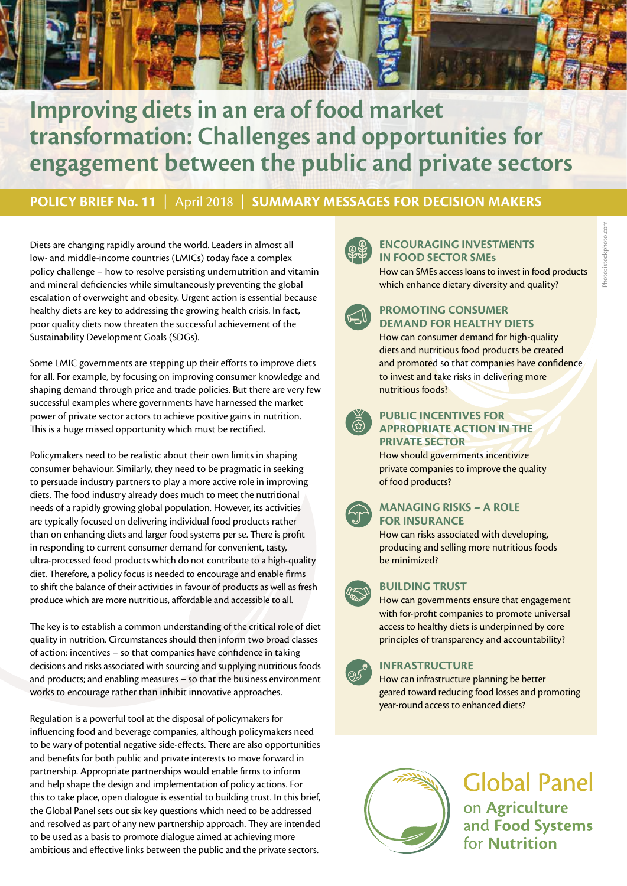# Improving diets in an era of food market transformation: Challenges and opportunities for engagement between the public and private sectors

**POLICY BRIEF No. 11** | April 2018 | **SUMMARY MESSAGES FOR DECISION MAKERS**

Diets are changing rapidly around the world. Leaders in almost all low- and middle-income countries (LMICs) today face a complex policy challenge – how to resolve persisting undernutrition and vitamin and mineral deficiencies while simultaneously preventing the global escalation of overweight and obesity. Urgent action is essential because healthy diets are key to addressing the growing health crisis. In fact, poor quality diets now threaten the successful achievement of the Sustainability Development Goals (SDGs).

Some LMIC governments are stepping up their efforts to improve diets for all. For example, by focusing on improving consumer knowledge and shaping demand through price and trade policies. But there are very few successful examples where governments have harnessed the market power of private sector actors to achieve positive gains in nutrition. This is a huge missed opportunity which must be rectified.

Policymakers need to be realistic about their own limits in shaping consumer behaviour. Similarly, they need to be pragmatic in seeking to persuade industry partners to play a more active role in improving diets. The food industry already does much to meet the nutritional needs of a rapidly growing global population. However, its activities are typically focused on delivering individual food products rather than on enhancing diets and larger food systems per se. There is profit in responding to current consumer demand for convenient, tasty, ultra-processed food products which do not contribute to a high-quality diet. Therefore, a policy focus is needed to encourage and enable firms to shift the balance of their activities in favour of products as well as fresh produce which are more nutritious, affordable and accessible to all.

The key is to establish a common understanding of the critical role of diet quality in nutrition. Circumstances should then inform two broad classes of action: incentives – so that companies have confidence in taking decisions and risks associated with sourcing and supplying nutritious foods and products; and enabling measures – so that the business environment works to encourage rather than inhibit innovative approaches.

Regulation is a powerful tool at the disposal of policymakers for influencing food and beverage companies, although policymakers need to be wary of potential negative side-effects. There are also opportunities and benefits for both public and private interests to move forward in partnership. Appropriate partnerships would enable firms to inform and help shape the design and implementation of policy actions. For this to take place, open dialogue is essential to building trust. In this brief, the Global Panel sets out six key questions which need to be addressed and resolved as part of any new partnership approach. They are intended to be used as a basis to promote dialogue aimed at achieving more ambitious and effective links between the public and the private sectors.

### ENCOURAGING INVESTMENTS IN FOOD SECTOR SMEs

How can SMEs access loans to invest in food products which enhance dietary diversity and quality?

### PROMOTING CONSUMER DEMAND FOR HEALTHY DIETS

How can consumer demand for high-quality diets and nutritious food products be created and promoted so that companies have confidence to invest and take risks in delivering more nutritious foods?

### PUBLIC INCENTIVES FOR APPROPRIATE ACTION IN THE PRIVATE SECTOR

How should governments incentivize private companies to improve the quality of food products?

### MANAGING RISKS – A ROLE FOR INSURANCE

How can risks associated with developing, producing and selling more nutritious foods be minimized?

### BUILDING TRUST

How can governments ensure that engagement with for-profit companies to promote universal access to healthy diets is underpinned by core principles of transparency and accountability?

### INFRASTRUCTURE

How can infrastructure planning be better geared toward reducing food losses and promoting year-round access to enhanced diets?

Global Panel on **Agriculture** and **Food Systems** for **Nutrition**

Photo: istockphoto.com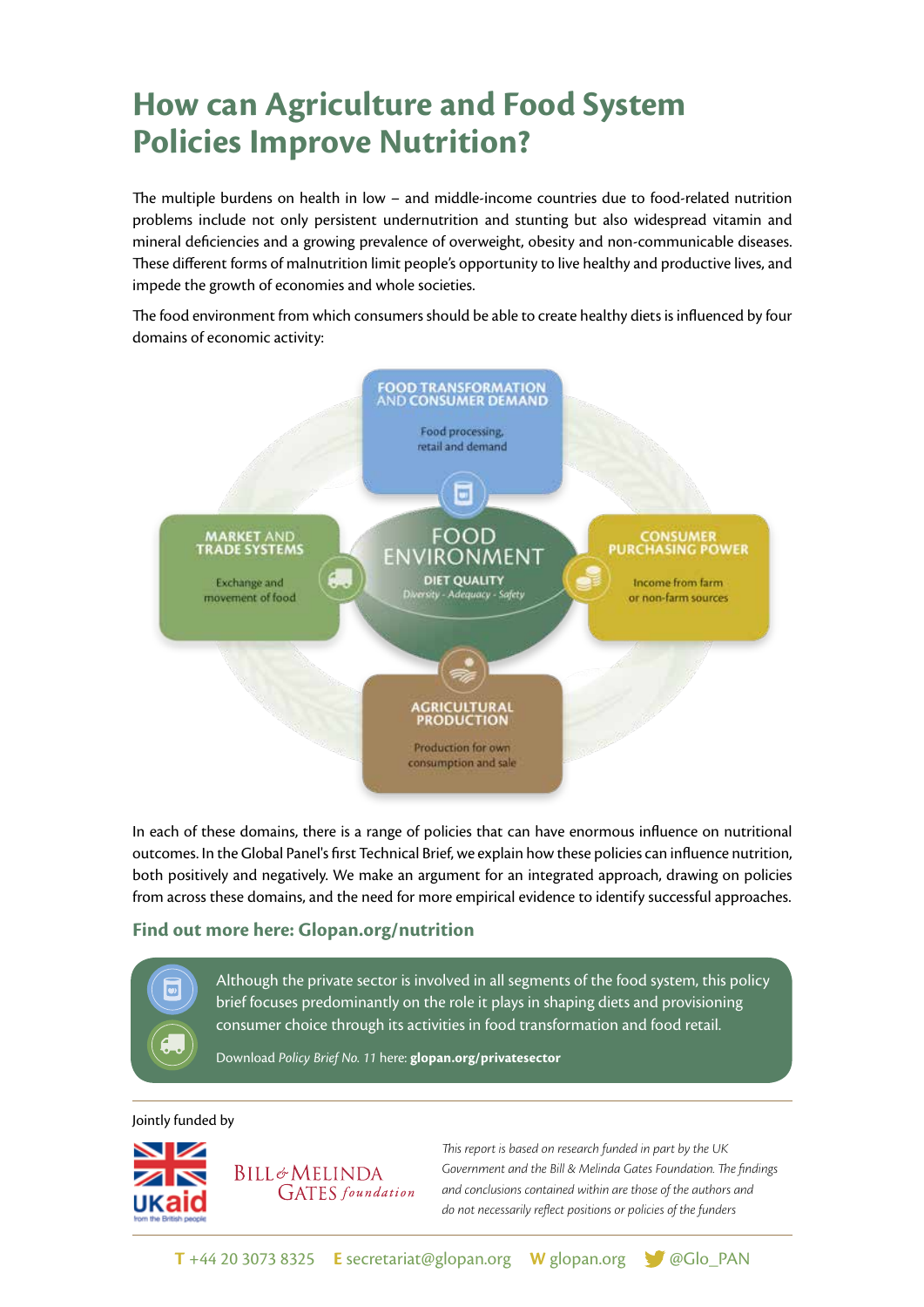# How can Agriculture and Food System Policies Improve Nutrition?

The multiple burdens on health in low – and middle-income countries due to food-related nutrition problems include not only persistent undernutrition and stunting but also widespread vitamin and mineral deficiencies and a growing prevalence of overweight, obesity and non-communicable diseases. These different forms of malnutrition limit people's opportunity to live healthy and productive lives, and impede the growth of economies and whole societies.

The food environment from which consumers should be able to create healthy diets is influenced by four domains of economic activity:

FOOD TRANSFORMATION AND CONSUMER DEMAND

Food processing, retail and demand

MARKET AND TRADE SYSTEMS

Exchange and movement of food

FOOD ENVIRONMENT

DIET QUALITY

*Diversity - Adequacy - Safety*

CONSUMER PURCHASING POWER

Income from farm or non-farm sources

AGRICULTURAL PRODUCTION

Production for own consumption and sale

In each of these domains, there is a range of policies that can have enormous influence on nutritional outcomes. In the Global Panel's first Technical Brief, we explain how these policies can influence nutrition, both positively and negatively. We make an argument for an integrated approach, drawing on policies from across these domains, and the need for more empirical evidence to identify successful approaches.

## Find out more here: Glopan.org/nutrition

Although the private sector is involved in all segments of the food system, this policy brief focuses predominantly on the role it plays in shaping diets and provisioning consumer choice through its activities in food transformation and food retail.

Download *Policy Brief No. 11* here: **glopan.org/privatesector**

Jointly funded by

UKaid from the British people

BILL & MELINDA GATES *foundation*

*This report is based on research funded in part by the UK Government and the Bill & Melinda Gates Foundation. The findings and conclusions contained within are those of the authors and do not necessarily reflect positions or policies of the funders*

**T** +44 20 3073 8325 **E** secretariat@glopan.org **W** glopan.org @Glo_PAN